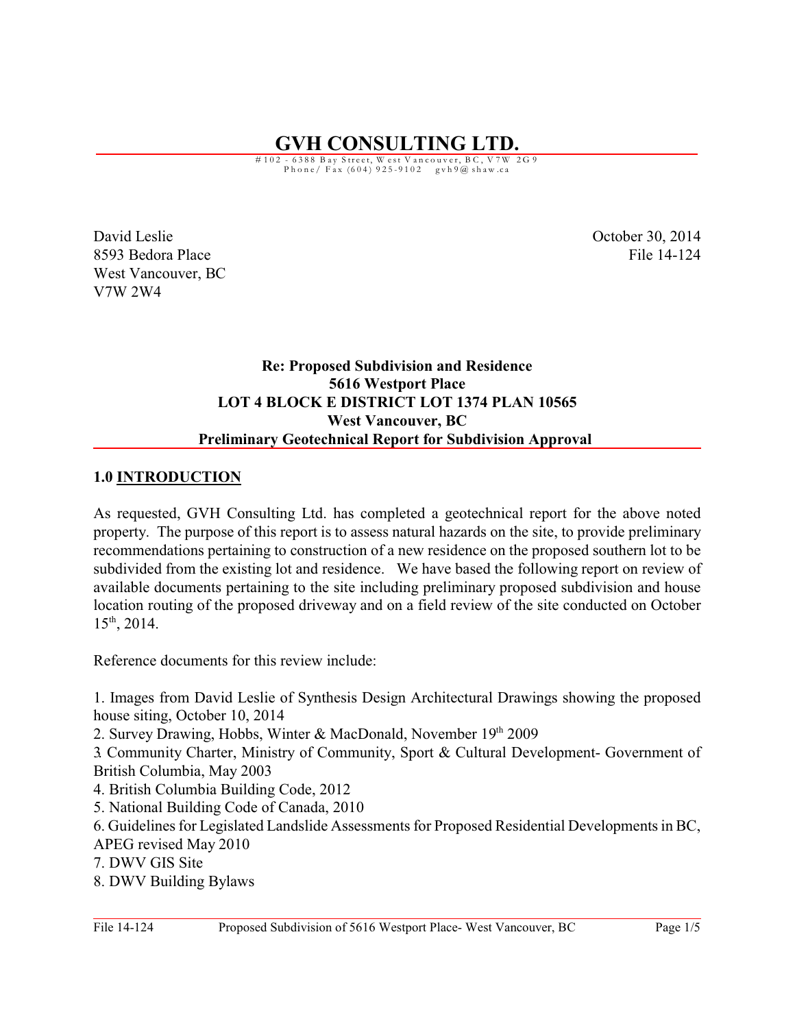# GVH CONSULTING LTD.

#102 - 6388 Bay Street, West Vancouver, BC, V7W 2G9
Phone/ Fax (604) 925-9102 gvh9@shaw.ca

David Leslie
8593 Bedora Place
West Vancouver, BC
V7W 2W4

October 30, 2014
File 14-124

**Re: Proposed Subdivision and Residence**
**5616 Westport Place**
**LOT 4 BLOCK E DISTRICT LOT 1374 PLAN 10565**
**West Vancouver, BC**
**Preliminary Geotechnical Report for Subdivision Approval**

## 1.0 INTRODUCTION

As requested, GVH Consulting Ltd. has completed a geotechnical report for the above noted property. The purpose of this report is to assess natural hazards on the site, to provide preliminary recommendations pertaining to construction of a new residence on the proposed southern lot to be subdivided from the existing lot and residence. We have based the following report on review of available documents pertaining to the site including preliminary proposed subdivision and house location routing of the proposed driveway and on a field review of the site conducted on October 15th, 2014.

Reference documents for this review include:

1. Images from David Leslie of Synthesis Design Architectural Drawings showing the proposed house siting, October 10, 2014
2. Survey Drawing, Hobbs, Winter & MacDonald, November 19th 2009
3. Community Charter, Ministry of Community, Sport & Cultural Development- Government of British Columbia, May 2003
4. British Columbia Building Code, 2012
5. National Building Code of Canada, 2010
6. Guidelines for Legislated Landslide Assessments for Proposed Residential Developments in BC, APEG revised May 2010
7. DWV GIS Site
8. DWV Building Bylaws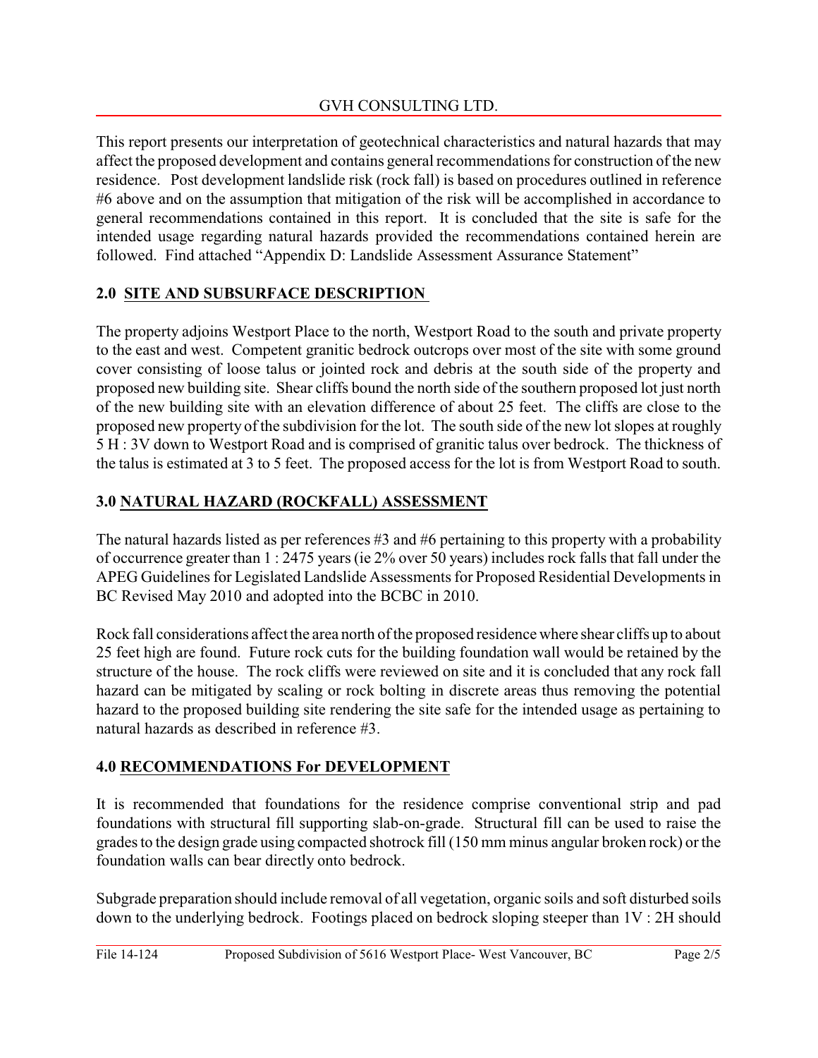This report presents our interpretation of geotechnical characteristics and natural hazards that may affect the proposed development and contains general recommendations for construction of the new residence. Post development landslide risk (rock fall) is based on procedures outlined in reference #6 above and on the assumption that mitigation of the risk will be accomplished in accordance to general recommendations contained in this report. It is concluded that the site is safe for the intended usage regarding natural hazards provided the recommendations contained herein are followed. Find attached "Appendix D: Landslide Assessment Assurance Statement"

## 2.0 SITE AND SUBSURFACE DESCRIPTION

The property adjoins Westport Place to the north, Westport Road to the south and private property to the east and west. Competent granitic bedrock outcrops over most of the site with some ground cover consisting of loose talus or jointed rock and debris at the south side of the property and proposed new building site. Shear cliffs bound the north side of the southern proposed lot just north of the new building site with an elevation difference of about 25 feet. The cliffs are close to the proposed new property of the subdivision for the lot. The south side of the new lot slopes at roughly 5 H : 3V down to Westport Road and is comprised of granitic talus over bedrock. The thickness of the talus is estimated at 3 to 5 feet. The proposed access for the lot is from Westport Road to south.

## 3.0 NATURAL HAZARD (ROCKFALL) ASSESSMENT

The natural hazards listed as per references #3 and #6 pertaining to this property with a probability of occurrence greater than 1 : 2475 years (ie 2% over 50 years) includes rock falls that fall under the APEG Guidelines for Legislated Landslide Assessments for Proposed Residential Developments in BC Revised May 2010 and adopted into the BCBC in 2010.

Rock fall considerations affect the area north of the proposed residence where shear cliffs up to about 25 feet high are found. Future rock cuts for the building foundation wall would be retained by the structure of the house. The rock cliffs were reviewed on site and it is concluded that any rock fall hazard can be mitigated by scaling or rock bolting in discrete areas thus removing the potential hazard to the proposed building site rendering the site safe for the intended usage as pertaining to natural hazards as described in reference #3.

## 4.0 RECOMMENDATIONS For DEVELOPMENT

It is recommended that foundations for the residence comprise conventional strip and pad foundations with structural fill supporting slab-on-grade. Structural fill can be used to raise the grades to the design grade using compacted shotrock fill (150 mm minus angular broken rock) or the foundation walls can bear directly onto bedrock.

Subgrade preparation should include removal of all vegetation, organic soils and soft disturbed soils down to the underlying bedrock. Footings placed on bedrock sloping steeper than 1V : 2H should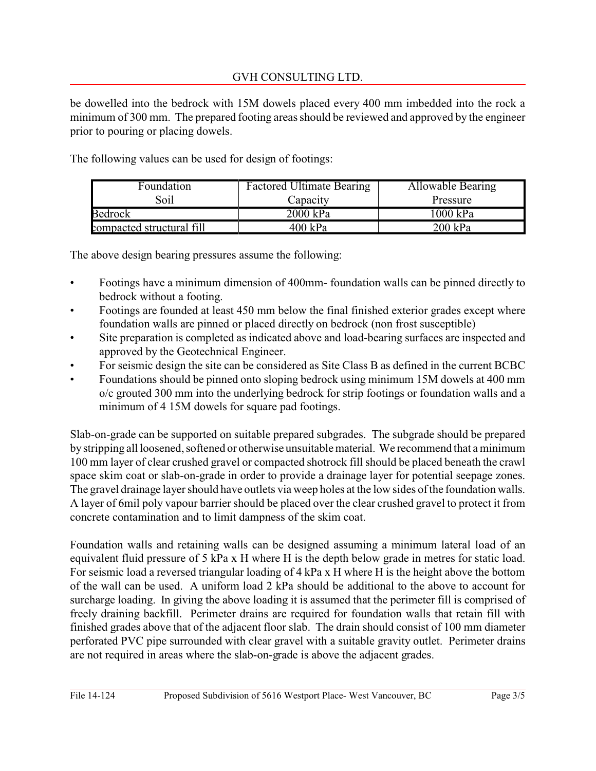be dowelled into the bedrock with 15M dowels placed every 400 mm imbedded into the rock a minimum of 300 mm. The prepared footing areas should be reviewed and approved by the engineer prior to pouring or placing dowels.

The following values can be used for design of footings:

| Foundation Soil | Factored Ultimate Bearing Capacity | Allowable Bearing Pressure |
|---|---|---|
| Bedrock | 2000 kPa | 1000 kPa |
| compacted structural fill | 400 kPa | 200 kPa |

The above design bearing pressures assume the following:

- Footings have a minimum dimension of 400mm- foundation walls can be pinned directly to bedrock without a footing.
- Footings are founded at least 450 mm below the final finished exterior grades except where foundation walls are pinned or placed directly on bedrock (non frost susceptible)
- Site preparation is completed as indicated above and load-bearing surfaces are inspected and approved by the Geotechnical Engineer.
- For seismic design the site can be considered as Site Class B as defined in the current BCBC
- Foundations should be pinned onto sloping bedrock using minimum 15M dowels at 400 mm o/c grouted 300 mm into the underlying bedrock for strip footings or foundation walls and a minimum of 4 15M dowels for square pad footings.

Slab-on-grade can be supported on suitable prepared subgrades. The subgrade should be prepared by stripping all loosened, softened or otherwise unsuitable material. We recommend that a minimum 100 mm layer of clear crushed gravel or compacted shotrock fill should be placed beneath the crawl space skim coat or slab-on-grade in order to provide a drainage layer for potential seepage zones. The gravel drainage layer should have outlets via weep holes at the low sides of the foundation walls. A layer of 6mil poly vapour barrier should be placed over the clear crushed gravel to protect it from concrete contamination and to limit dampness of the skim coat.

Foundation walls and retaining walls can be designed assuming a minimum lateral load of an equivalent fluid pressure of 5 kPa x H where H is the depth below grade in metres for static load. For seismic load a reversed triangular loading of 4 kPa x H where H is the height above the bottom of the wall can be used. A uniform load 2 kPa should be additional to the above to account for surcharge loading. In giving the above loading it is assumed that the perimeter fill is comprised of freely draining backfill. Perimeter drains are required for foundation walls that retain fill with finished grades above that of the adjacent floor slab. The drain should consist of 100 mm diameter perforated PVC pipe surrounded with clear gravel with a suitable gravity outlet. Perimeter drains are not required in areas where the slab-on-grade is above the adjacent grades.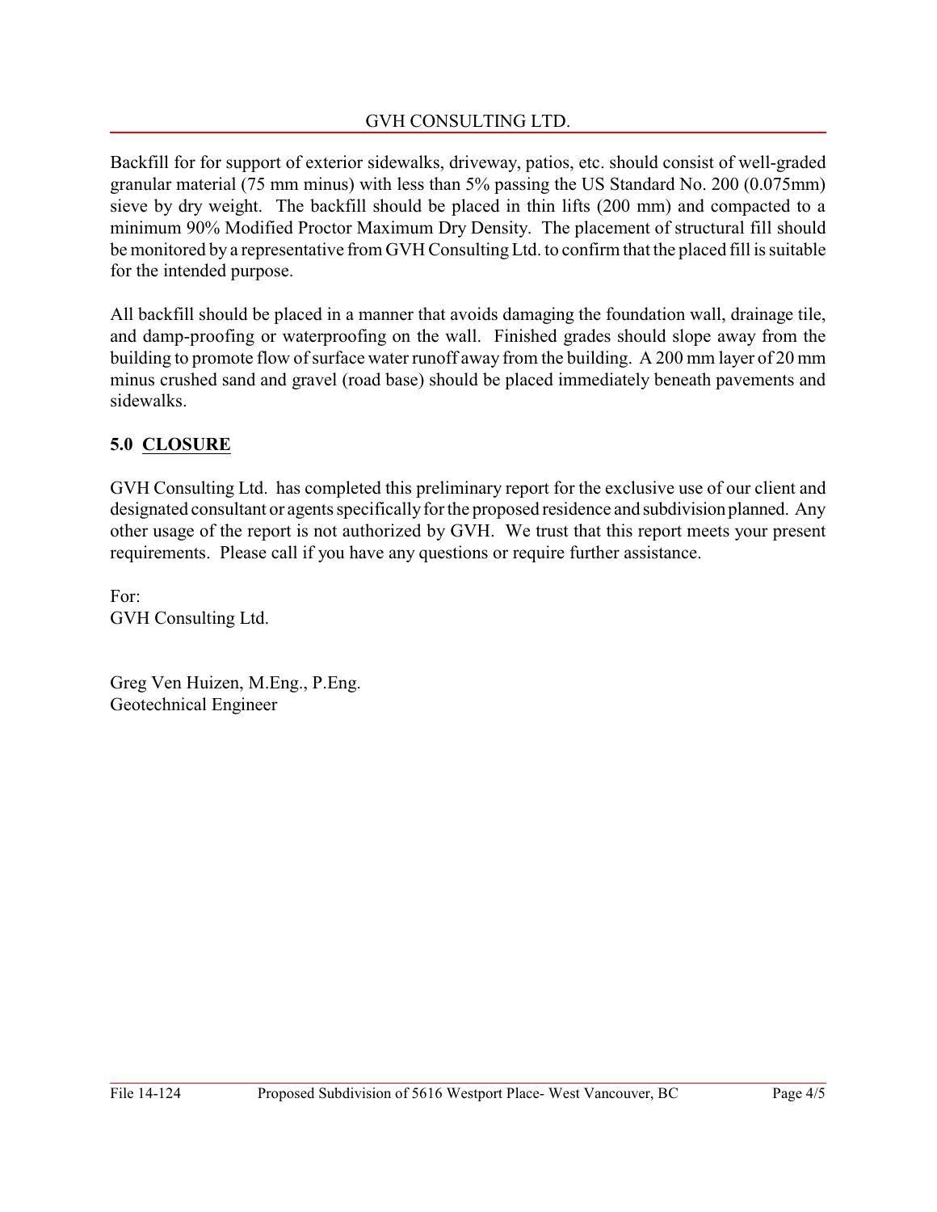Backfill for for support of exterior sidewalks, driveway, patios, etc. should consist of well-graded granular material (75 mm minus) with less than 5% passing the US Standard No. 200 (0.075mm) sieve by dry weight. The backfill should be placed in thin lifts (200 mm) and compacted to a minimum 90% Modified Proctor Maximum Dry Density. The placement of structural fill should be monitored by a representative from GVH Consulting Ltd. to confirm that the placed fill is suitable for the intended purpose.

All backfill should be placed in a manner that avoids damaging the foundation wall, drainage tile, and damp-proofing or waterproofing on the wall. Finished grades should slope away from the building to promote flow of surface water runoff away from the building. A 200 mm layer of 20 mm minus crushed sand and gravel (road base) should be placed immediately beneath pavements and sidewalks.

## 5.0 CLOSURE

GVH Consulting Ltd. has completed this preliminary report for the exclusive use of our client and designated consultant or agents specifically for the proposed residence and subdivision planned. Any other usage of the report is not authorized by GVH. We trust that this report meets your present requirements. Please call if you have any questions or require further assistance.

For:
GVH Consulting Ltd.

Greg Ven Huizen, M.Eng., P.Eng.
Geotechnical Engineer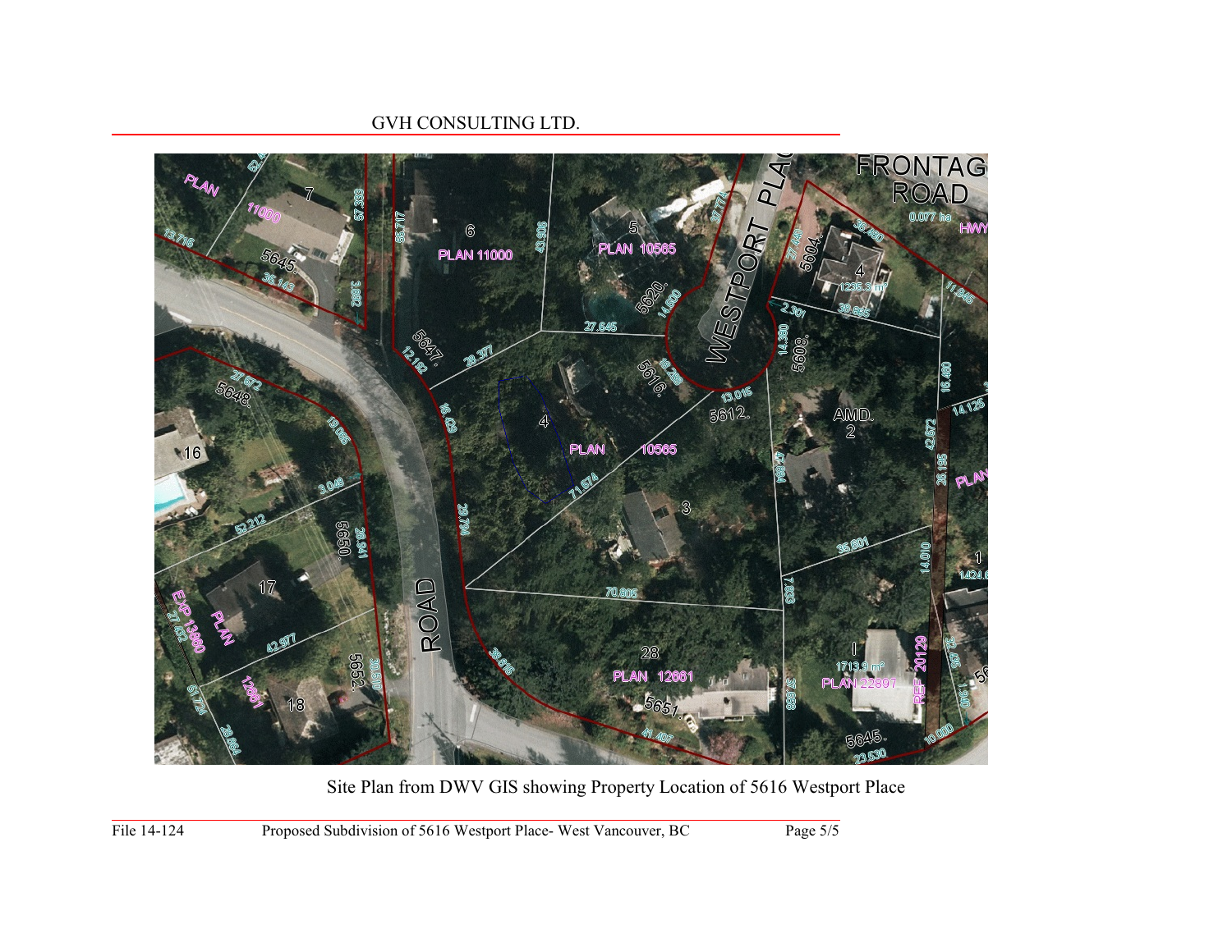Site Plan from DWV GIS showing Property Location of 5616 Westport Place